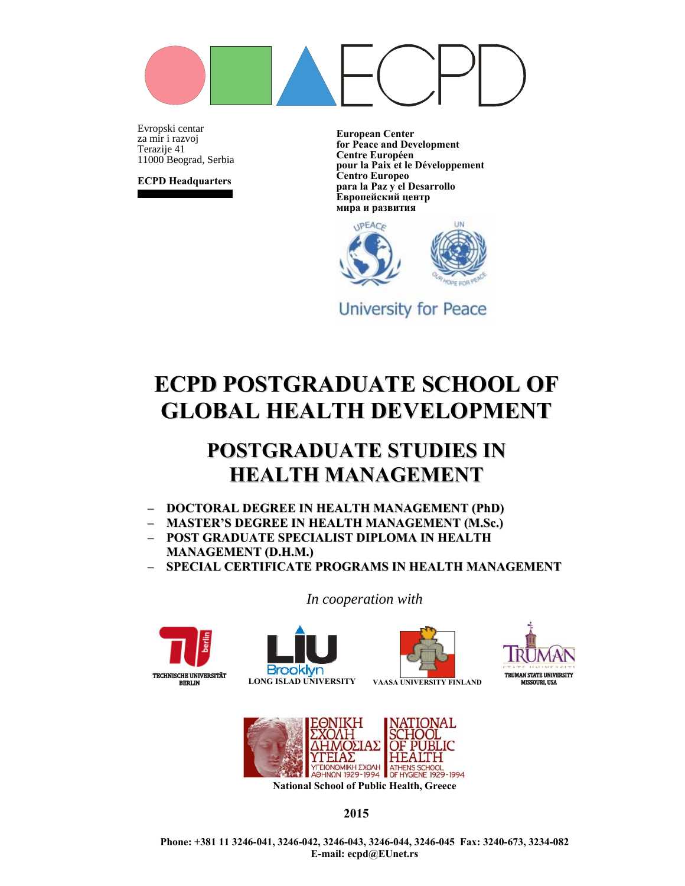ECPD

Evropski centar
za mir i razvoj
Terazije 41
11000 Beograd, Serbia

**ECPD Headquarters**

**European Center**
**for Peace and Development**
**Centre Européen**
**pour la Paix et le Développement**
**Centro Europeo**
**para la Paz y el Desarrollo**
**Европейский центр**
**мира и развития**

UPEACE

UN

OUR HOPE FOR PEACE

University for Peace

# ECPD POSTGRADUATE SCHOOL OF GLOBAL HEALTH DEVELOPMENT

## POSTGRADUATE STUDIES IN HEALTH MANAGEMENT

- **DOCTORAL DEGREE IN HEALTH MANAGEMENT (PhD)**
- **MASTER'S DEGREE IN HEALTH MANAGEMENT (M.Sc.)**
- **POST GRADUATE SPECIALIST DIPLOMA IN HEALTH MANAGEMENT (D.H.M.)**
- **SPECIAL CERTIFICATE PROGRAMS IN HEALTH MANAGEMENT**

*In cooperation with*

**TECHNISCHE UNIVERSITÄT BERLIN**

**LONG ISLAD UNIVERSITY**

**VAASA UNIVERSITY FINLAND**

**TRUMAN STATE UNIVERSITY MISSOURI, USA**

ΕΘΝΙΚΗ ΣΧΟΛΗ ΔΗΜΟΣΙΑΣ ΥΓΕΙΑΣ
ΥΓΕΙΟΝΟΜΙΚΗ ΣΧΟΛΗ ΑΘΗΝΩΝ 1929-1994

NATIONAL SCHOOL OF PUBLIC HEALTH
ATHENS SCHOOL OF HYGIENE 1929-1994

**National School of Public Health, Greece**

**2015**

**Phone: +381 11 3246-041, 3246-042, 3246-043, 3246-044, 3246-045 Fax: 3240-673, 3234-082**
**E-mail: ecpd@EUnet.rs**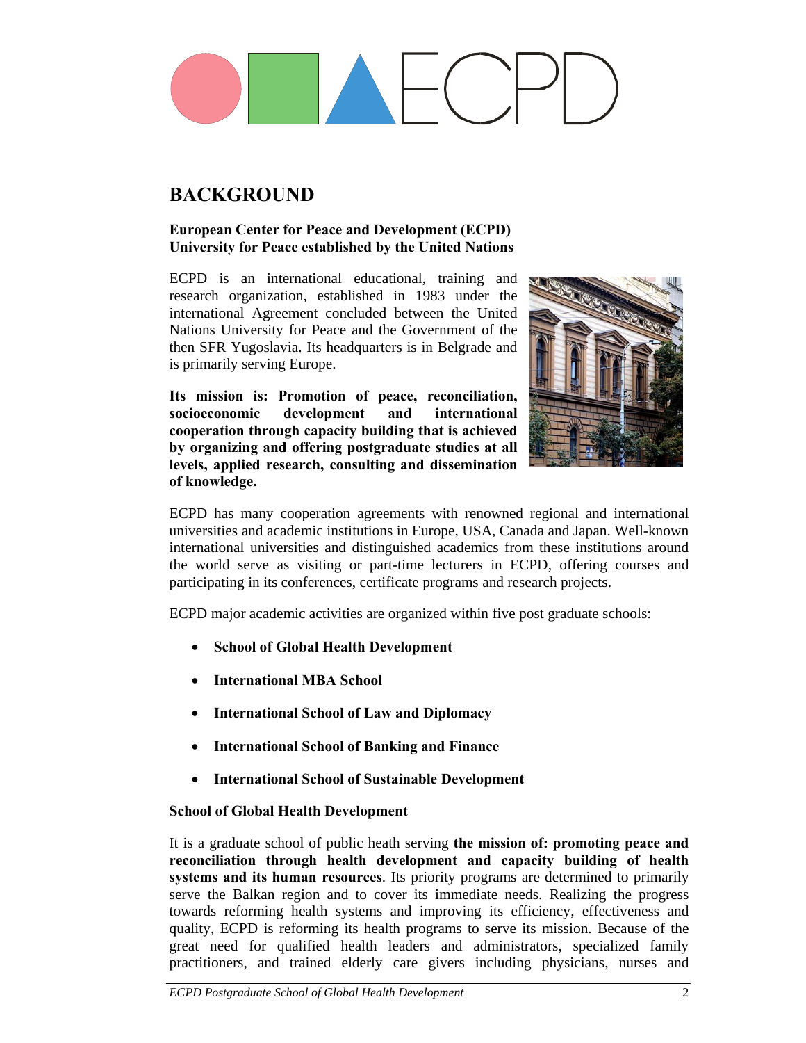# BACKGROUND

**European Center for Peace and Development (ECPD)**
**University for Peace established by the United Nations**

ECPD is an international educational, training and research organization, established in 1983 under the international Agreement concluded between the United Nations University for Peace and the Government of the then SFR Yugoslavia. Its headquarters is in Belgrade and is primarily serving Europe.

**Its mission is: Promotion of peace, reconciliation, socioeconomic development and international cooperation through capacity building that is achieved by organizing and offering postgraduate studies at all levels, applied research, consulting and dissemination of knowledge.**

ECPD has many cooperation agreements with renowned regional and international universities and academic institutions in Europe, USA, Canada and Japan. Well-known international universities and distinguished academics from these institutions around the world serve as visiting or part-time lecturers in ECPD, offering courses and participating in its conferences, certificate programs and research projects.

ECPD major academic activities are organized within five post graduate schools:

- **School of Global Health Development**
- **International MBA School**
- **International School of Law and Diplomacy**
- **International School of Banking and Finance**
- **International School of Sustainable Development**

**School of Global Health Development**

It is a graduate school of public heath serving **the mission of: promoting peace and reconciliation through health development and capacity building of health systems and its human resources**. Its priority programs are determined to primarily serve the Balkan region and to cover its immediate needs. Realizing the progress towards reforming health systems and improving its efficiency, effectiveness and quality, ECPD is reforming its health programs to serve its mission. Because of the great need for qualified health leaders and administrators, specialized family practitioners, and trained elderly care givers including physicians, nurses and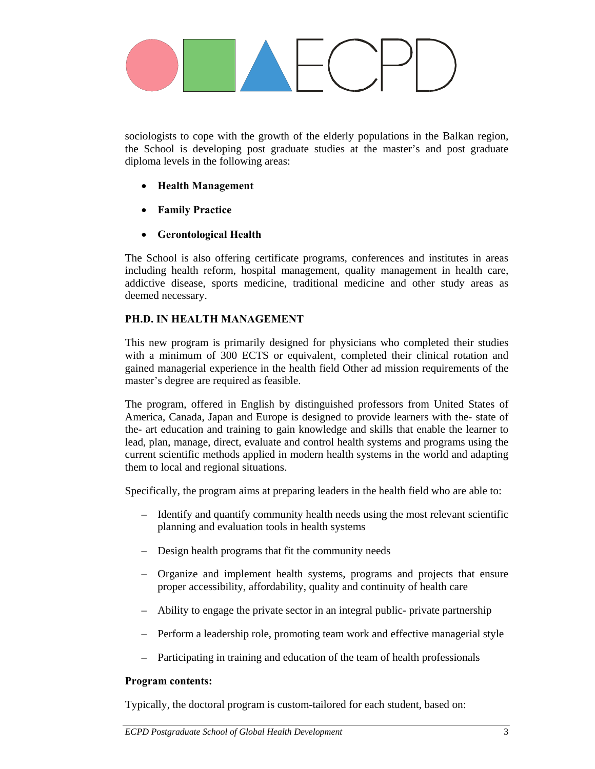sociologists to cope with the growth of the elderly populations in the Balkan region, the School is developing post graduate studies at the master's and post graduate diploma levels in the following areas:

- **Health Management**
- **Family Practice**
- **Gerontological Health**

The School is also offering certificate programs, conferences and institutes in areas including health reform, hospital management, quality management in health care, addictive disease, sports medicine, traditional medicine and other study areas as deemed necessary.

## PH.D. IN HEALTH MANAGEMENT

This new program is primarily designed for physicians who completed their studies with a minimum of 300 ECTS or equivalent, completed their clinical rotation and gained managerial experience in the health field Other ad mission requirements of the master's degree are required as feasible.

The program, offered in English by distinguished professors from United States of America, Canada, Japan and Europe is designed to provide learners with the- state of the- art education and training to gain knowledge and skills that enable the learner to lead, plan, manage, direct, evaluate and control health systems and programs using the current scientific methods applied in modern health systems in the world and adapting them to local and regional situations.

Specifically, the program aims at preparing leaders in the health field who are able to:

- Identify and quantify community health needs using the most relevant scientific planning and evaluation tools in health systems
- Design health programs that fit the community needs
- Organize and implement health systems, programs and projects that ensure proper accessibility, affordability, quality and continuity of health care
- Ability to engage the private sector in an integral public- private partnership
- Perform a leadership role, promoting team work and effective managerial style
- Participating in training and education of the team of health professionals

**Program contents:**

Typically, the doctoral program is custom-tailored for each student, based on: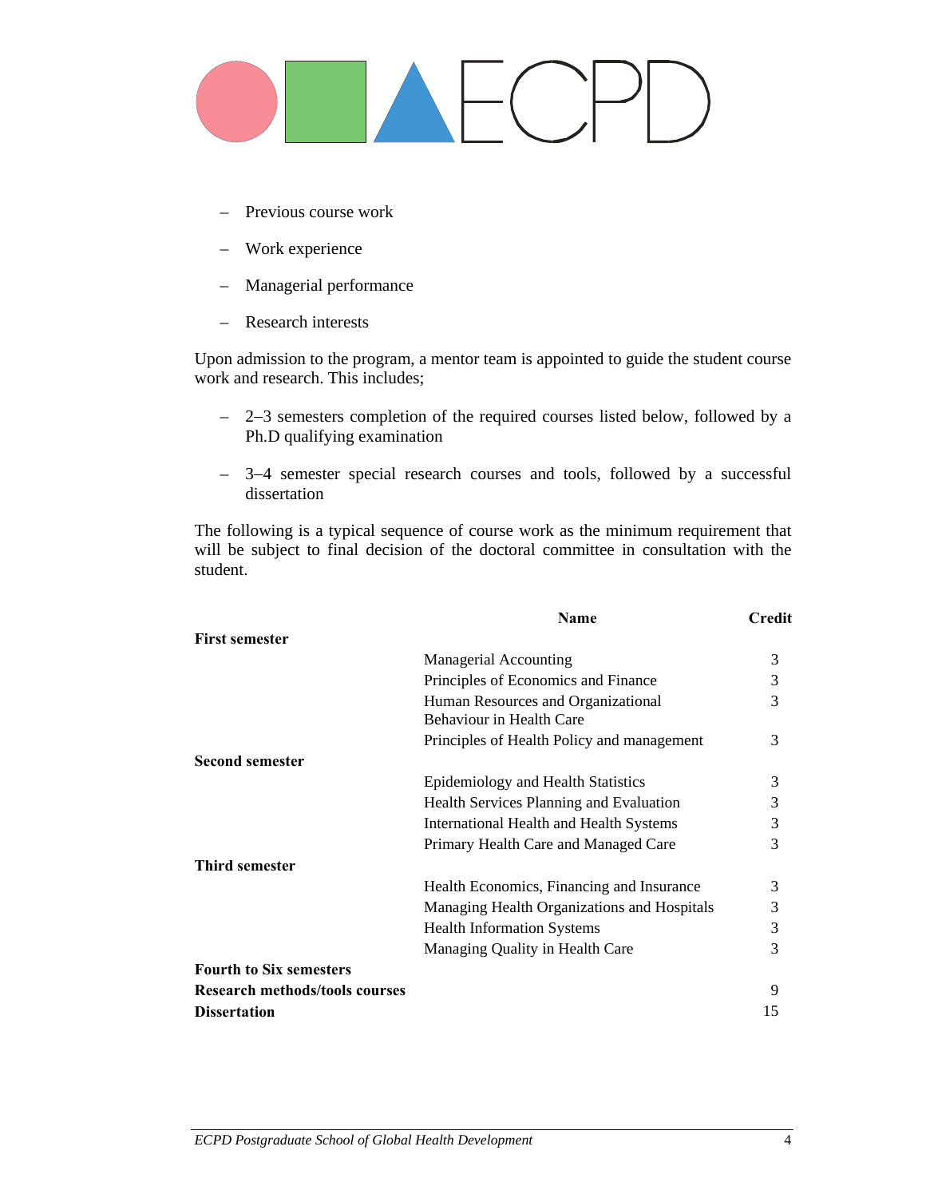- Previous course work
- Work experience
- Managerial performance
- Research interests

Upon admission to the program, a mentor team is appointed to guide the student course work and research. This includes;

- 2–3 semesters completion of the required courses listed below, followed by a Ph.D qualifying examination
- 3–4 semester special research courses and tools, followed by a successful dissertation

The following is a typical sequence of course work as the minimum requirement that will be subject to final decision of the doctoral committee in consultation with the student.

| | Name | Credit |
|---|---|---|
| **First semester** | | |
| | Managerial Accounting | 3 |
| | Principles of Economics and Finance | 3 |
| | Human Resources and Organizational Behaviour in Health Care | 3 |
| | Principles of Health Policy and management | 3 |
| **Second semester** | | |
| | Epidemiology and Health Statistics | 3 |
| | Health Services Planning and Evaluation | 3 |
| | International Health and Health Systems | 3 |
| | Primary Health Care and Managed Care | 3 |
| **Third semester** | | |
| | Health Economics, Financing and Insurance | 3 |
| | Managing Health Organizations and Hospitals | 3 |
| | Health Information Systems | 3 |
| | Managing Quality in Health Care | 3 |
| **Fourth to Six semesters** | | |
| **Research methods/tools courses** | | 9 |
| **Dissertation** | | 15 |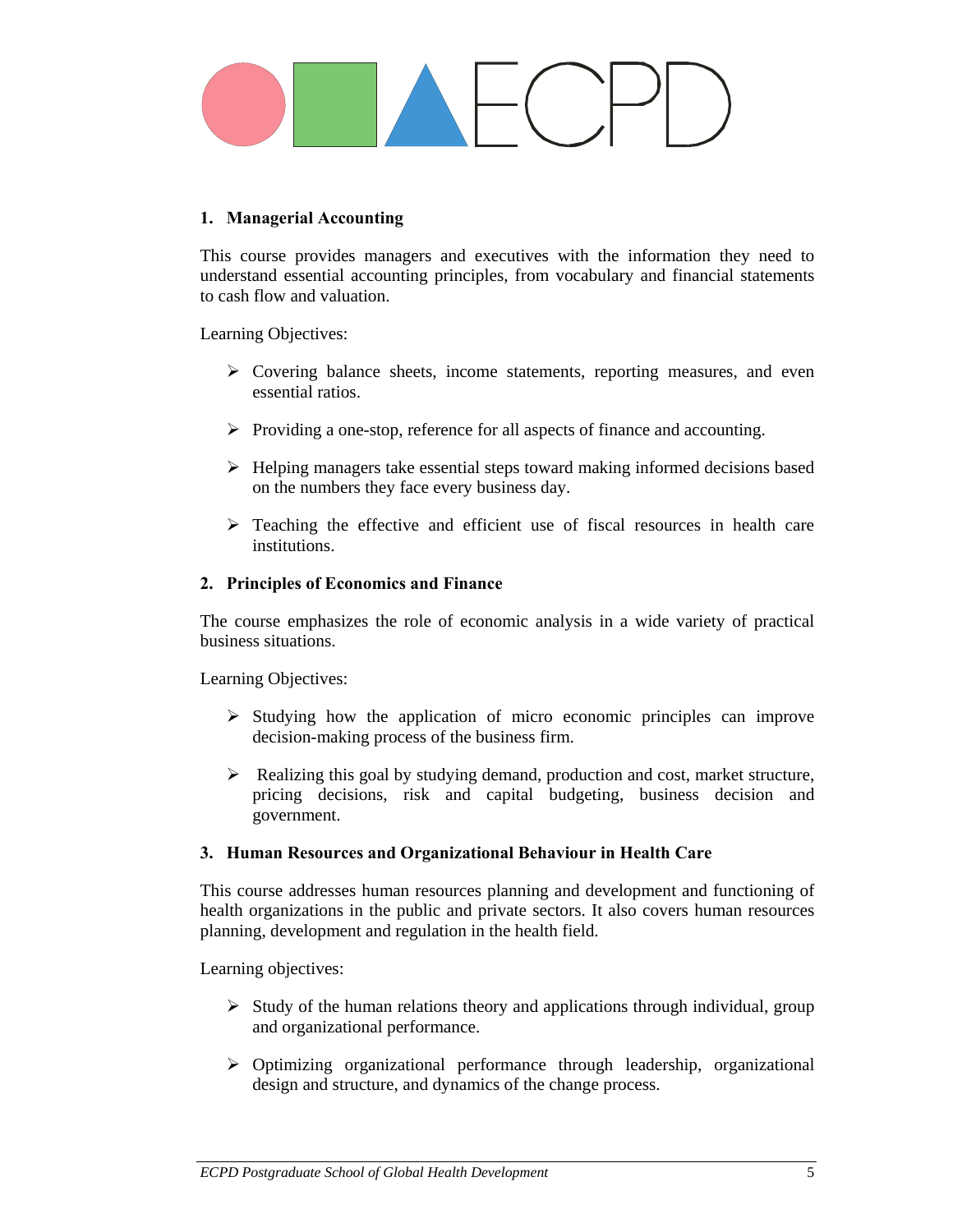## 1. Managerial Accounting

This course provides managers and executives with the information they need to understand essential accounting principles, from vocabulary and financial statements to cash flow and valuation.

Learning Objectives:

- Covering balance sheets, income statements, reporting measures, and even essential ratios.
- Providing a one-stop, reference for all aspects of finance and accounting.
- Helping managers take essential steps toward making informed decisions based on the numbers they face every business day.
- Teaching the effective and efficient use of fiscal resources in health care institutions.

## 2. Principles of Economics and Finance

The course emphasizes the role of economic analysis in a wide variety of practical business situations.

Learning Objectives:

- Studying how the application of micro economic principles can improve decision-making process of the business firm.
- Realizing this goal by studying demand, production and cost, market structure, pricing decisions, risk and capital budgeting, business decision and government.

## 3. Human Resources and Organizational Behaviour in Health Care

This course addresses human resources planning and development and functioning of health organizations in the public and private sectors. It also covers human resources planning, development and regulation in the health field.

Learning objectives:

- Study of the human relations theory and applications through individual, group and organizational performance.
- Optimizing organizational performance through leadership, organizational design and structure, and dynamics of the change process.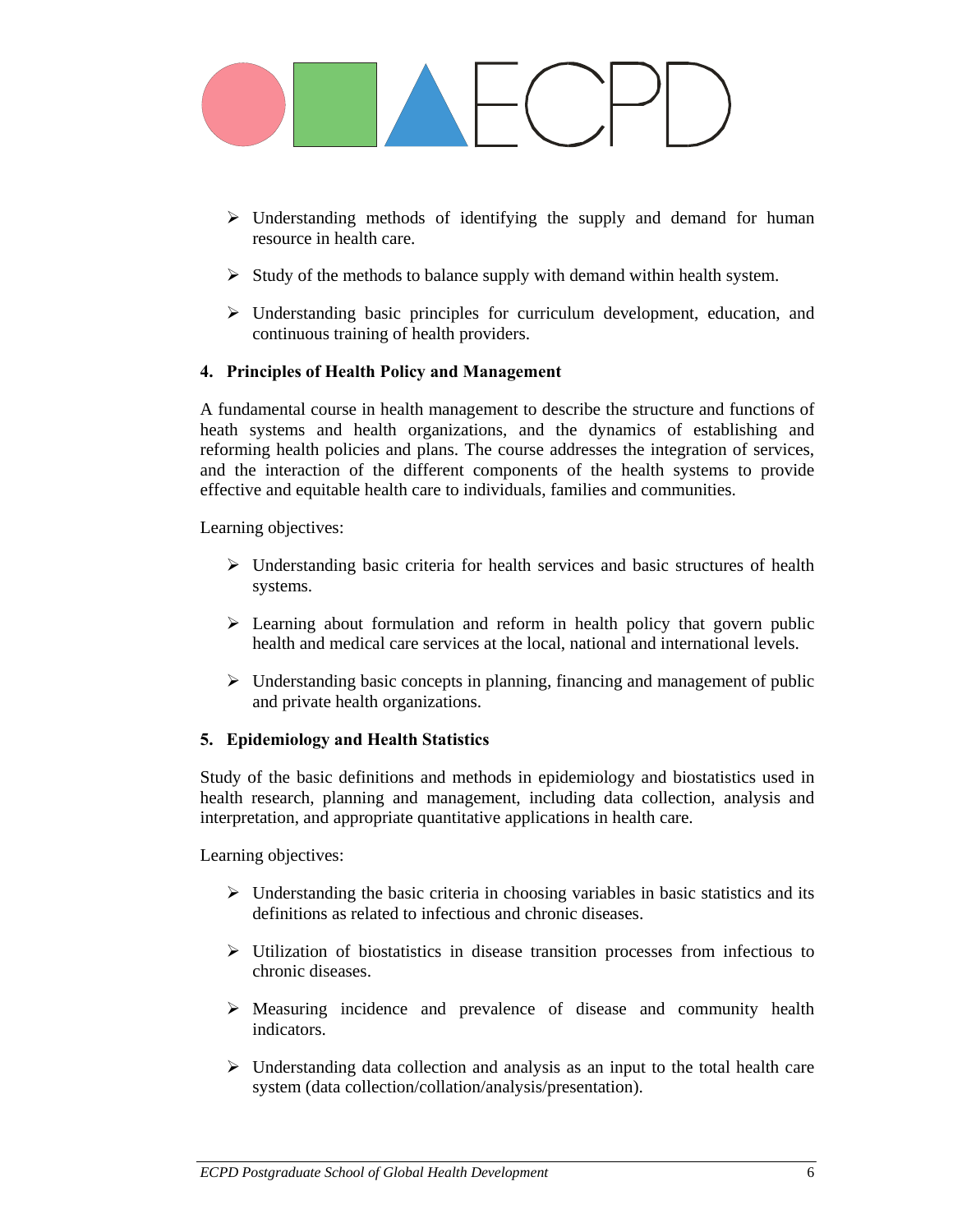- Understanding methods of identifying the supply and demand for human resource in health care.
- Study of the methods to balance supply with demand within health system.
- Understanding basic principles for curriculum development, education, and continuous training of health providers.

**4. Principles of Health Policy and Management**

A fundamental course in health management to describe the structure and functions of heath systems and health organizations, and the dynamics of establishing and reforming health policies and plans. The course addresses the integration of services, and the interaction of the different components of the health systems to provide effective and equitable health care to individuals, families and communities.

Learning objectives:

- Understanding basic criteria for health services and basic structures of health systems.
- Learning about formulation and reform in health policy that govern public health and medical care services at the local, national and international levels.
- Understanding basic concepts in planning, financing and management of public and private health organizations.

**5. Epidemiology and Health Statistics**

Study of the basic definitions and methods in epidemiology and biostatistics used in health research, planning and management, including data collection, analysis and interpretation, and appropriate quantitative applications in health care.

Learning objectives:

- Understanding the basic criteria in choosing variables in basic statistics and its definitions as related to infectious and chronic diseases.
- Utilization of biostatistics in disease transition processes from infectious to chronic diseases.
- Measuring incidence and prevalence of disease and community health indicators.
- Understanding data collection and analysis as an input to the total health care system (data collection/collation/analysis/presentation).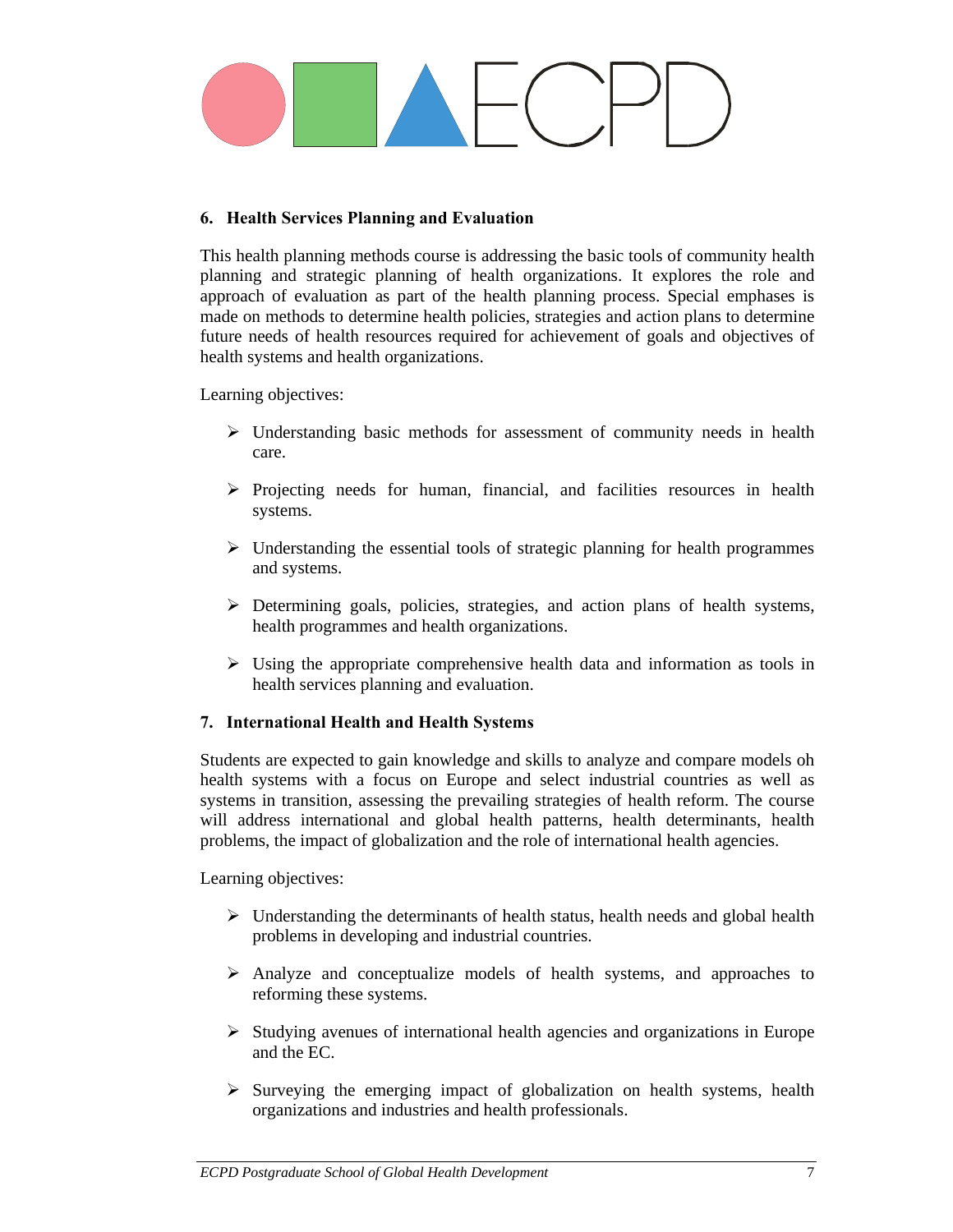### 6. Health Services Planning and Evaluation

This health planning methods course is addressing the basic tools of community health planning and strategic planning of health organizations. It explores the role and approach of evaluation as part of the health planning process. Special emphases is made on methods to determine health policies, strategies and action plans to determine future needs of health resources required for achievement of goals and objectives of health systems and health organizations.

Learning objectives:

- Understanding basic methods for assessment of community needs in health care.
- Projecting needs for human, financial, and facilities resources in health systems.
- Understanding the essential tools of strategic planning for health programmes and systems.
- Determining goals, policies, strategies, and action plans of health systems, health programmes and health organizations.
- Using the appropriate comprehensive health data and information as tools in health services planning and evaluation.

### 7. International Health and Health Systems

Students are expected to gain knowledge and skills to analyze and compare models oh health systems with a focus on Europe and select industrial countries as well as systems in transition, assessing the prevailing strategies of health reform. The course will address international and global health patterns, health determinants, health problems, the impact of globalization and the role of international health agencies.

Learning objectives:

- Understanding the determinants of health status, health needs and global health problems in developing and industrial countries.
- Analyze and conceptualize models of health systems, and approaches to reforming these systems.
- Studying avenues of international health agencies and organizations in Europe and the EC.
- Surveying the emerging impact of globalization on health systems, health organizations and industries and health professionals.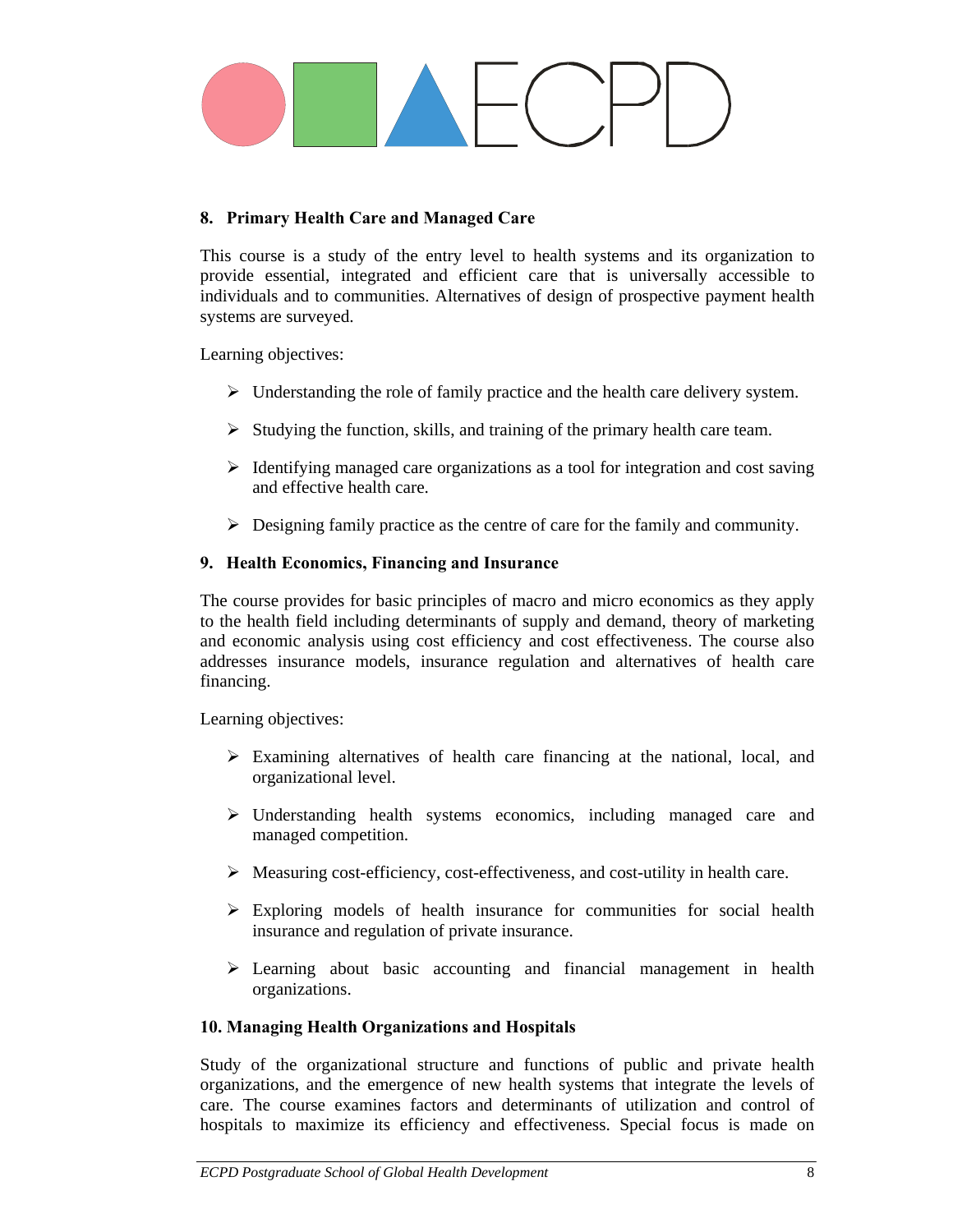### 8. Primary Health Care and Managed Care

This course is a study of the entry level to health systems and its organization to provide essential, integrated and efficient care that is universally accessible to individuals and to communities. Alternatives of design of prospective payment health systems are surveyed.

Learning objectives:

- Understanding the role of family practice and the health care delivery system.
- Studying the function, skills, and training of the primary health care team.
- Identifying managed care organizations as a tool for integration and cost saving and effective health care.
- Designing family practice as the centre of care for the family and community.

### 9. Health Economics, Financing and Insurance

The course provides for basic principles of macro and micro economics as they apply to the health field including determinants of supply and demand, theory of marketing and economic analysis using cost efficiency and cost effectiveness. The course also addresses insurance models, insurance regulation and alternatives of health care financing.

Learning objectives:

- Examining alternatives of health care financing at the national, local, and organizational level.
- Understanding health systems economics, including managed care and managed competition.
- Measuring cost-efficiency, cost-effectiveness, and cost-utility in health care.
- Exploring models of health insurance for communities for social health insurance and regulation of private insurance.
- Learning about basic accounting and financial management in health organizations.

### 10. Managing Health Organizations and Hospitals

Study of the organizational structure and functions of public and private health organizations, and the emergence of new health systems that integrate the levels of care. The course examines factors and determinants of utilization and control of hospitals to maximize its efficiency and effectiveness. Special focus is made on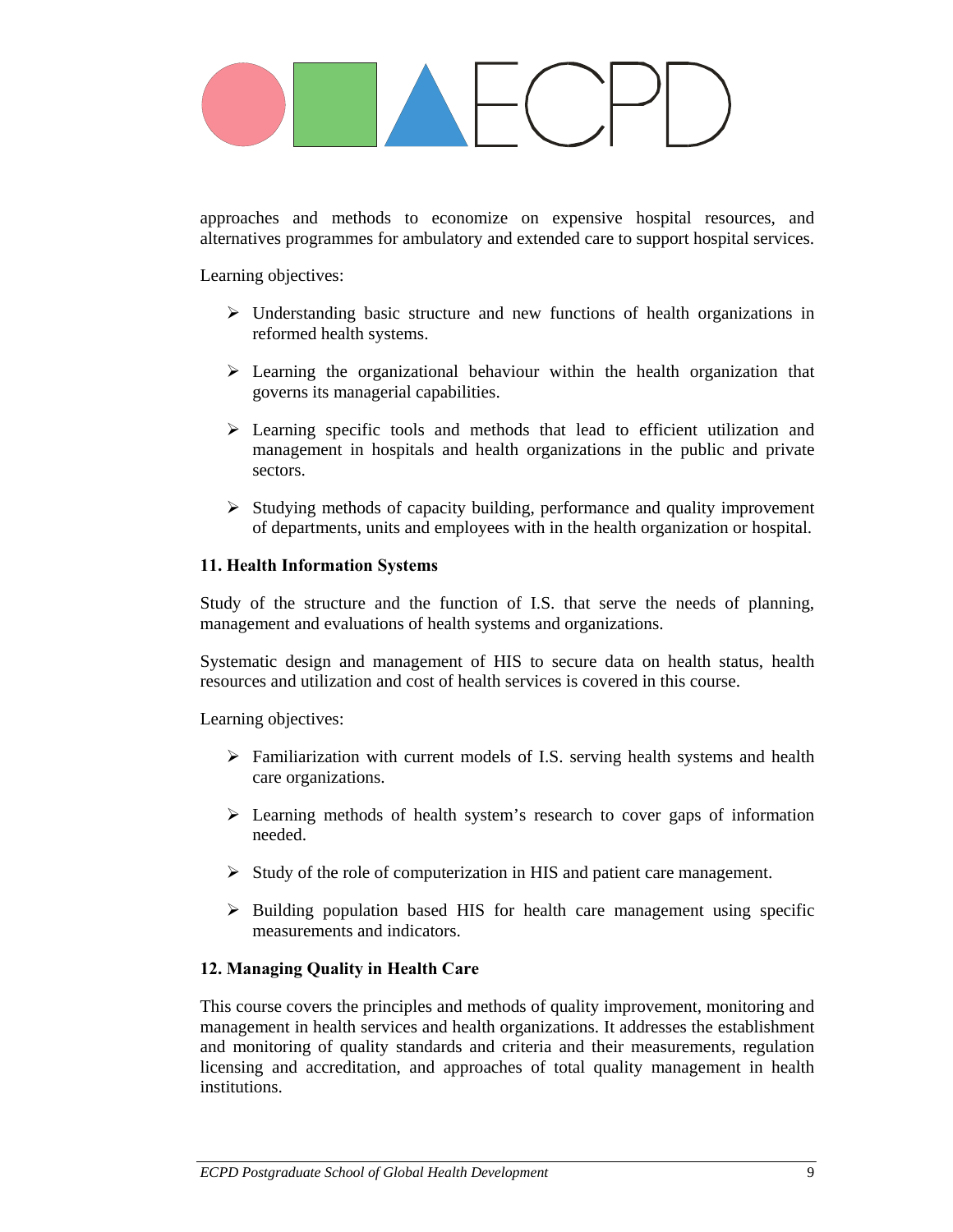approaches and methods to economize on expensive hospital resources, and alternatives programmes for ambulatory and extended care to support hospital services.

Learning objectives:

- Understanding basic structure and new functions of health organizations in reformed health systems.
- Learning the organizational behaviour within the health organization that governs its managerial capabilities.
- Learning specific tools and methods that lead to efficient utilization and management in hospitals and health organizations in the public and private sectors.
- Studying methods of capacity building, performance and quality improvement of departments, units and employees with in the health organization or hospital.

### 11. Health Information Systems

Study of the structure and the function of I.S. that serve the needs of planning, management and evaluations of health systems and organizations.

Systematic design and management of HIS to secure data on health status, health resources and utilization and cost of health services is covered in this course.

Learning objectives:

- Familiarization with current models of I.S. serving health systems and health care organizations.
- Learning methods of health system's research to cover gaps of information needed.
- Study of the role of computerization in HIS and patient care management.
- Building population based HIS for health care management using specific measurements and indicators.

### 12. Managing Quality in Health Care

This course covers the principles and methods of quality improvement, monitoring and management in health services and health organizations. It addresses the establishment and monitoring of quality standards and criteria and their measurements, regulation licensing and accreditation, and approaches of total quality management in health institutions.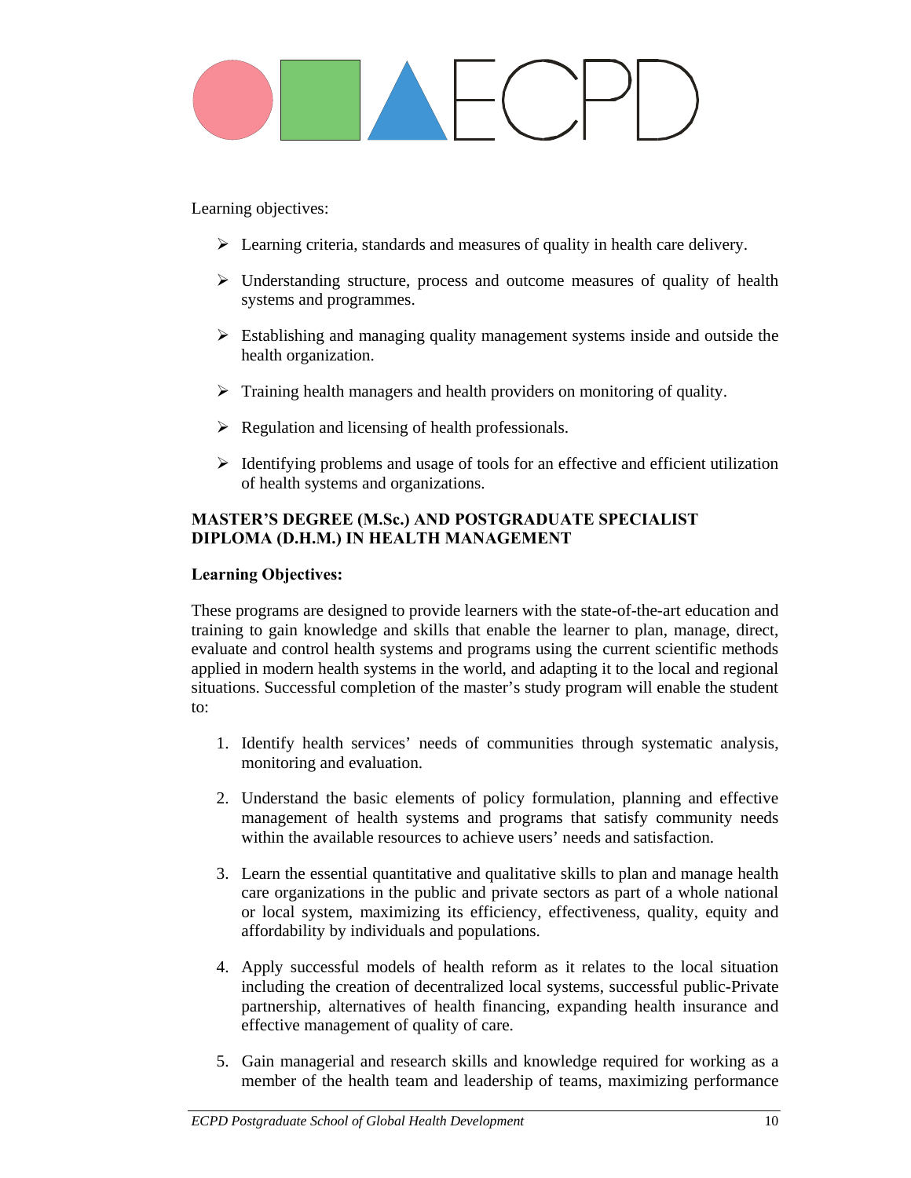Learning objectives:

- Learning criteria, standards and measures of quality in health care delivery.
- Understanding structure, process and outcome measures of quality of health systems and programmes.
- Establishing and managing quality management systems inside and outside the health organization.
- Training health managers and health providers on monitoring of quality.
- Regulation and licensing of health professionals.
- Identifying problems and usage of tools for an effective and efficient utilization of health systems and organizations.

**MASTER'S DEGREE (M.Sc.) AND POSTGRADUATE SPECIALIST DIPLOMA (D.H.M.) IN HEALTH MANAGEMENT**

**Learning Objectives:**

These programs are designed to provide learners with the state-of-the-art education and training to gain knowledge and skills that enable the learner to plan, manage, direct, evaluate and control health systems and programs using the current scientific methods applied in modern health systems in the world, and adapting it to the local and regional situations. Successful completion of the master's study program will enable the student to:

1. Identify health services' needs of communities through systematic analysis, monitoring and evaluation.
2. Understand the basic elements of policy formulation, planning and effective management of health systems and programs that satisfy community needs within the available resources to achieve users' needs and satisfaction.
3. Learn the essential quantitative and qualitative skills to plan and manage health care organizations in the public and private sectors as part of a whole national or local system, maximizing its efficiency, effectiveness, quality, equity and affordability by individuals and populations.
4. Apply successful models of health reform as it relates to the local situation including the creation of decentralized local systems, successful public-Private partnership, alternatives of health financing, expanding health insurance and effective management of quality of care.
5. Gain managerial and research skills and knowledge required for working as a member of the health team and leadership of teams, maximizing performance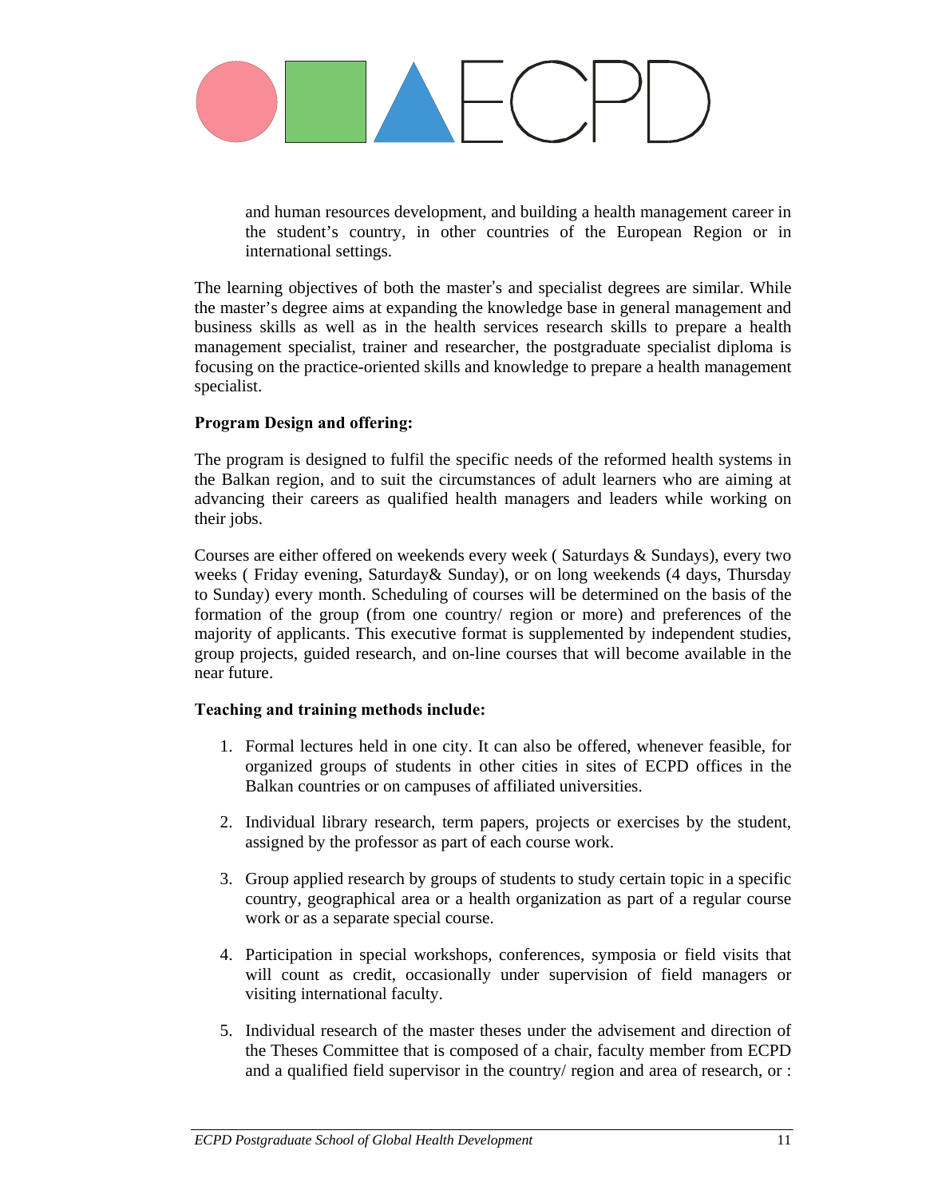and human resources development, and building a health management career in the student's country, in other countries of the European Region or in international settings.

The learning objectives of both the master's and specialist degrees are similar. While the master's degree aims at expanding the knowledge base in general management and business skills as well as in the health services research skills to prepare a health management specialist, trainer and researcher, the postgraduate specialist diploma is focusing on the practice-oriented skills and knowledge to prepare a health management specialist.

**Program Design and offering:**

The program is designed to fulfil the specific needs of the reformed health systems in the Balkan region, and to suit the circumstances of adult learners who are aiming at advancing their careers as qualified health managers and leaders while working on their jobs.

Courses are either offered on weekends every week ( Saturdays & Sundays), every two weeks ( Friday evening, Saturday& Sunday), or on long weekends (4 days, Thursday to Sunday) every month. Scheduling of courses will be determined on the basis of the formation of the group (from one country/ region or more) and preferences of the majority of applicants. This executive format is supplemented by independent studies, group projects, guided research, and on-line courses that will become available in the near future.

**Teaching and training methods include:**

1. Formal lectures held in one city. It can also be offered, whenever feasible, for organized groups of students in other cities in sites of ECPD offices in the Balkan countries or on campuses of affiliated universities.
2. Individual library research, term papers, projects or exercises by the student, assigned by the professor as part of each course work.
3. Group applied research by groups of students to study certain topic in a specific country, geographical area or a health organization as part of a regular course work or as a separate special course.
4. Participation in special workshops, conferences, symposia or field visits that will count as credit, occasionally under supervision of field managers or visiting international faculty.
5. Individual research of the master theses under the advisement and direction of the Theses Committee that is composed of a chair, faculty member from ECPD and a qualified field supervisor in the country/ region and area of research, or :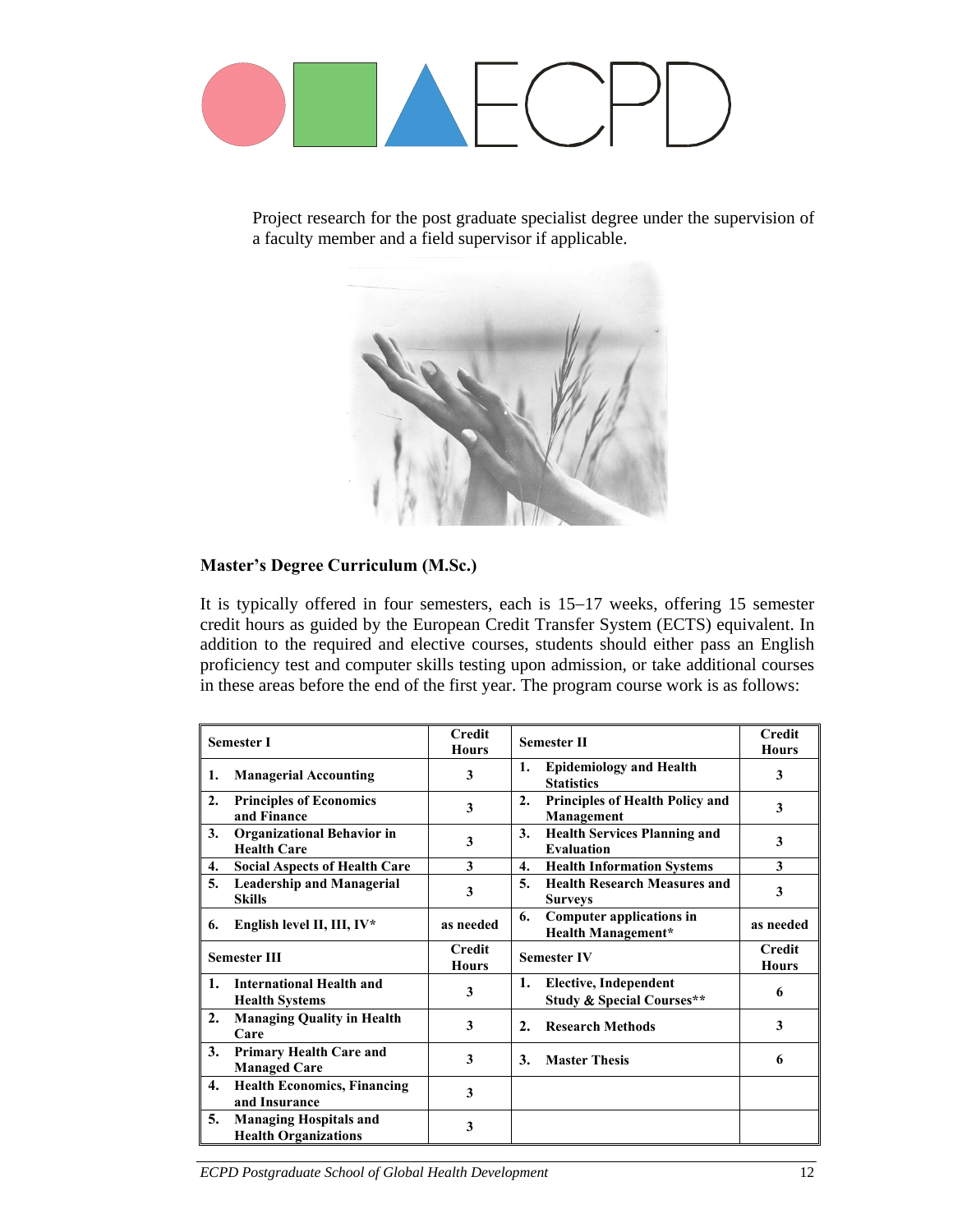Project research for the post graduate specialist degree under the supervision of a faculty member and a field supervisor if applicable.

### Master's Degree Curriculum (M.Sc.)

It is typically offered in four semesters, each is 15–17 weeks, offering 15 semester credit hours as guided by the European Credit Transfer System (ECTS) equivalent. In addition to the required and elective courses, students should either pass an English proficiency test and computer skills testing upon admission, or take additional courses in these areas before the end of the first year. The program course work is as follows:

| Semester I | Credit Hours | Semester II | Credit Hours |
|---|---|---|---|
| 1. Managerial Accounting | 3 | 1. Epidemiology and Health Statistics | 3 |
| 2. Principles of Economics and Finance | 3 | 2. Principles of Health Policy and Management | 3 |
| 3. Organizational Behavior in Health Care | 3 | 3. Health Services Planning and Evaluation | 3 |
| 4. Social Aspects of Health Care | 3 | 4. Health Information Systems | 3 |
| 5. Leadership and Managerial Skills | 3 | 5. Health Research Measures and Surveys | 3 |
| 6. English level II, III, IV* | as needed | 6. Computer applications in Health Management* | as needed |
| **Semester III** | **Credit Hours** | **Semester IV** | **Credit Hours** |
| 1. International Health and Health Systems | 3 | 1. Elective, Independent Study & Special Courses** | 6 |
| 2. Managing Quality in Health Care | 3 | 2. Research Methods | 3 |
| 3. Primary Health Care and Managed Care | 3 | 3. Master Thesis | 6 |
| 4. Health Economics, Financing and Insurance | 3 | | |
| 5. Managing Hospitals and Health Organizations | 3 | | |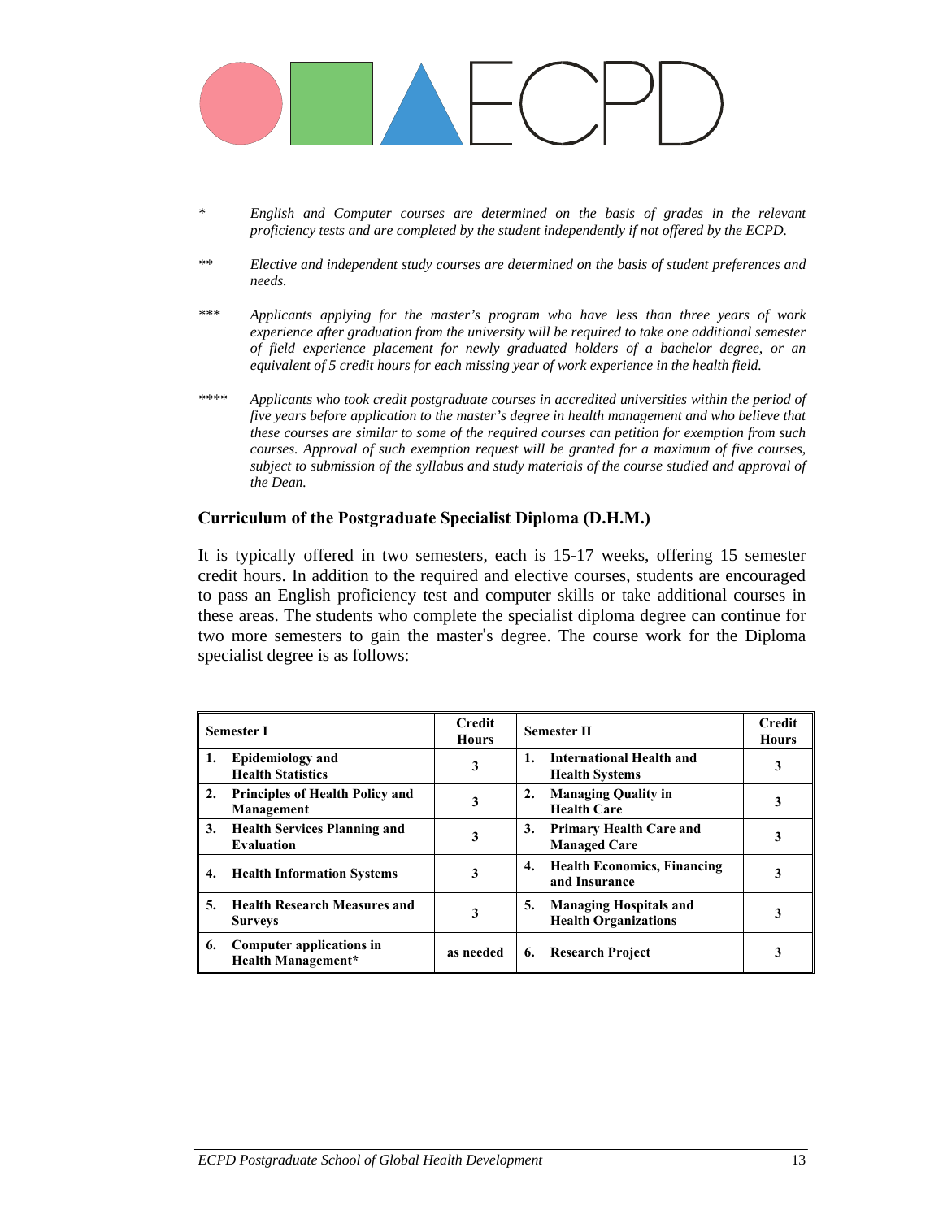\* *English and Computer courses are determined on the basis of grades in the relevant proficiency tests and are completed by the student independently if not offered by the ECPD.*

\*\* *Elective and independent study courses are determined on the basis of student preferences and needs.*

\*\*\* *Applicants applying for the master's program who have less than three years of work experience after graduation from the university will be required to take one additional semester of field experience placement for newly graduated holders of a bachelor degree, or an equivalent of 5 credit hours for each missing year of work experience in the health field.*

\*\*\*\* *Applicants who took credit postgraduate courses in accredited universities within the period of five years before application to the master's degree in health management and who believe that these courses are similar to some of the required courses can petition for exemption from such courses. Approval of such exemption request will be granted for a maximum of five courses, subject to submission of the syllabus and study materials of the course studied and approval of the Dean.*

### Curriculum of the Postgraduate Specialist Diploma (D.H.M.)

It is typically offered in two semesters, each is 15-17 weeks, offering 15 semester credit hours. In addition to the required and elective courses, students are encouraged to pass an English proficiency test and computer skills or take additional courses in these areas. The students who complete the specialist diploma degree can continue for two more semesters to gain the master's degree. The course work for the Diploma specialist degree is as follows:

| Semester I | Credit Hours | Semester II | Credit Hours |
|---|---|---|---|
| **1. Epidemiology and Health Statistics** | 3 | **1. International Health and Health Systems** | 3 |
| **2. Principles of Health Policy and Management** | 3 | **2. Managing Quality in Health Care** | 3 |
| **3. Health Services Planning and Evaluation** | 3 | **3. Primary Health Care and Managed Care** | 3 |
| **4. Health Information Systems** | 3 | **4. Health Economics, Financing and Insurance** | 3 |
| **5. Health Research Measures and Surveys** | 3 | **5. Managing Hospitals and Health Organizations** | 3 |
| **6. Computer applications in Health Management*** | as needed | **6. Research Project** | 3 |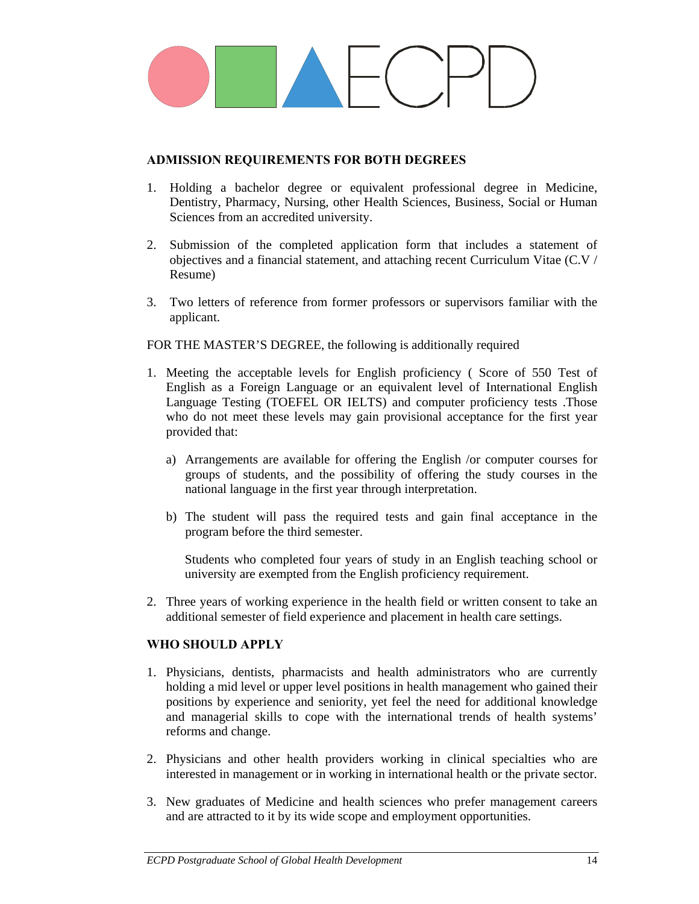## ADMISSION REQUIREMENTS FOR BOTH DEGREES

1. Holding a bachelor degree or equivalent professional degree in Medicine, Dentistry, Pharmacy, Nursing, other Health Sciences, Business, Social or Human Sciences from an accredited university.

2. Submission of the completed application form that includes a statement of objectives and a financial statement, and attaching recent Curriculum Vitae (C.V / Resume)

3. Two letters of reference from former professors or supervisors familiar with the applicant.

FOR THE MASTER'S DEGREE, the following is additionally required

1. Meeting the acceptable levels for English proficiency ( Score of 550 Test of English as a Foreign Language or an equivalent level of International English Language Testing (TOEFEL OR IELTS) and computer proficiency tests .Those who do not meet these levels may gain provisional acceptance for the first year provided that:

   a) Arrangements are available for offering the English /or computer courses for groups of students, and the possibility of offering the study courses in the national language in the first year through interpretation.

   b) The student will pass the required tests and gain final acceptance in the program before the third semester.

   Students who completed four years of study in an English teaching school or university are exempted from the English proficiency requirement.

2. Three years of working experience in the health field or written consent to take an additional semester of field experience and placement in health care settings.

## WHO SHOULD APPLY

1. Physicians, dentists, pharmacists and health administrators who are currently holding a mid level or upper level positions in health management who gained their positions by experience and seniority, yet feel the need for additional knowledge and managerial skills to cope with the international trends of health systems' reforms and change.

2. Physicians and other health providers working in clinical specialties who are interested in management or in working in international health or the private sector.

3. New graduates of Medicine and health sciences who prefer management careers and are attracted to it by its wide scope and employment opportunities.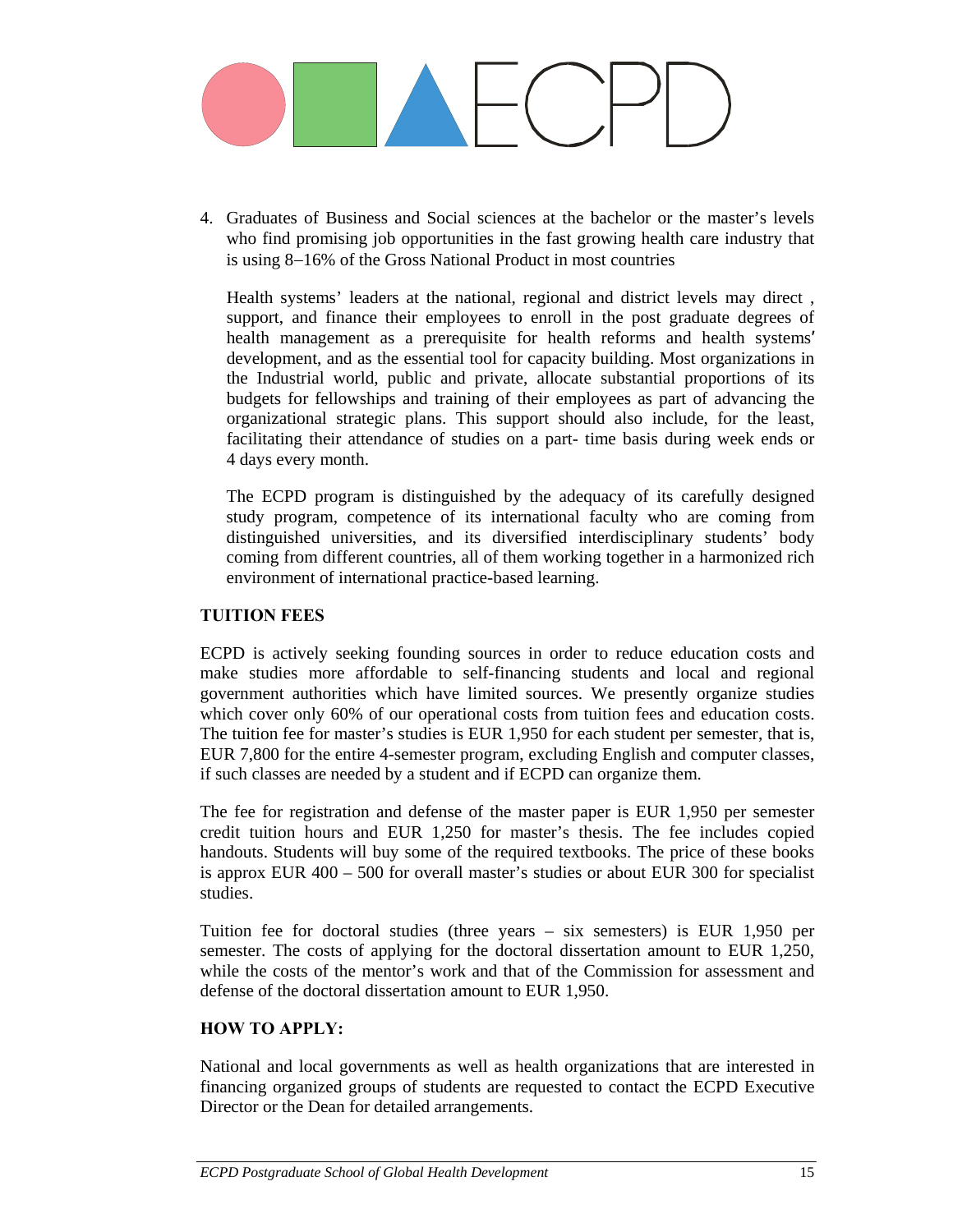4. Graduates of Business and Social sciences at the bachelor or the master's levels who find promising job opportunities in the fast growing health care industry that is using 8−16% of the Gross National Product in most countries

   Health systems' leaders at the national, regional and district levels may direct , support, and finance their employees to enroll in the post graduate degrees of health management as a prerequisite for health reforms and health systems′ development, and as the essential tool for capacity building. Most organizations in the Industrial world, public and private, allocate substantial proportions of its budgets for fellowships and training of their employees as part of advancing the organizational strategic plans. This support should also include, for the least, facilitating their attendance of studies on a part- time basis during week ends or 4 days every month.

   The ECPD program is distinguished by the adequacy of its carefully designed study program, competence of its international faculty who are coming from distinguished universities, and its diversified interdisciplinary students' body coming from different countries, all of them working together in a harmonized rich environment of international practice-based learning.

**TUITION FEES**

ECPD is actively seeking founding sources in order to reduce education costs and make studies more affordable to self-financing students and local and regional government authorities which have limited sources. We presently organize studies which cover only 60% of our operational costs from tuition fees and education costs. The tuition fee for master's studies is EUR 1,950 for each student per semester, that is, EUR 7,800 for the entire 4-semester program, excluding English and computer classes, if such classes are needed by a student and if ECPD can organize them.

The fee for registration and defense of the master paper is EUR 1,950 per semester credit tuition hours and EUR 1,250 for master's thesis. The fee includes copied handouts. Students will buy some of the required textbooks. The price of these books is approx EUR 400 – 500 for overall master's studies or about EUR 300 for specialist studies.

Tuition fee for doctoral studies (three years – six semesters) is EUR 1,950 per semester. The costs of applying for the doctoral dissertation amount to EUR 1,250, while the costs of the mentor's work and that of the Commission for assessment and defense of the doctoral dissertation amount to EUR 1,950.

**HOW TO APPLY:**

National and local governments as well as health organizations that are interested in financing organized groups of students are requested to contact the ECPD Executive Director or the Dean for detailed arrangements.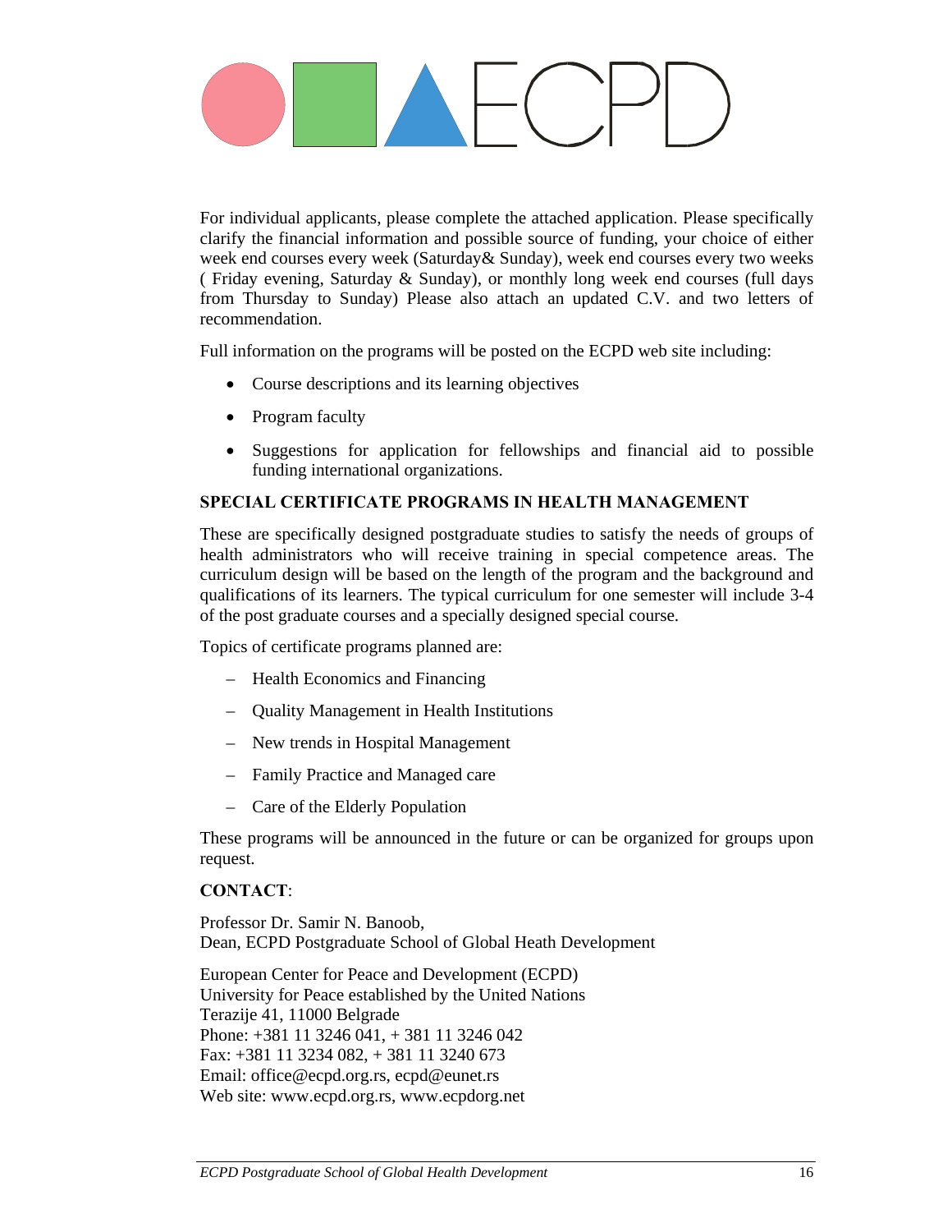For individual applicants, please complete the attached application. Please specifically clarify the financial information and possible source of funding, your choice of either week end courses every week (Saturday& Sunday), week end courses every two weeks ( Friday evening, Saturday & Sunday), or monthly long week end courses (full days from Thursday to Sunday) Please also attach an updated C.V. and two letters of recommendation.

Full information on the programs will be posted on the ECPD web site including:

- Course descriptions and its learning objectives
- Program faculty
- Suggestions for application for fellowships and financial aid to possible funding international organizations.

**SPECIAL CERTIFICATE PROGRAMS IN HEALTH MANAGEMENT**

These are specifically designed postgraduate studies to satisfy the needs of groups of health administrators who will receive training in special competence areas. The curriculum design will be based on the length of the program and the background and qualifications of its learners. The typical curriculum for one semester will include 3-4 of the post graduate courses and a specially designed special course.

Topics of certificate programs planned are:

- Health Economics and Financing
- Quality Management in Health Institutions
- New trends in Hospital Management
- Family Practice and Managed care
- Care of the Elderly Population

These programs will be announced in the future or can be organized for groups upon request.

**CONTACT**:

Professor Dr. Samir N. Banoob,
Dean, ECPD Postgraduate School of Global Heath Development

European Center for Peace and Development (ECPD)
University for Peace established by the United Nations
Terazije 41, 11000 Belgrade
Phone: +381 11 3246 041, + 381 11 3246 042
Fax: +381 11 3234 082, + 381 11 3240 673
Email: office@ecpd.org.rs, ecpd@eunet.rs
Web site: www.ecpd.org.rs, www.ecpdorg.net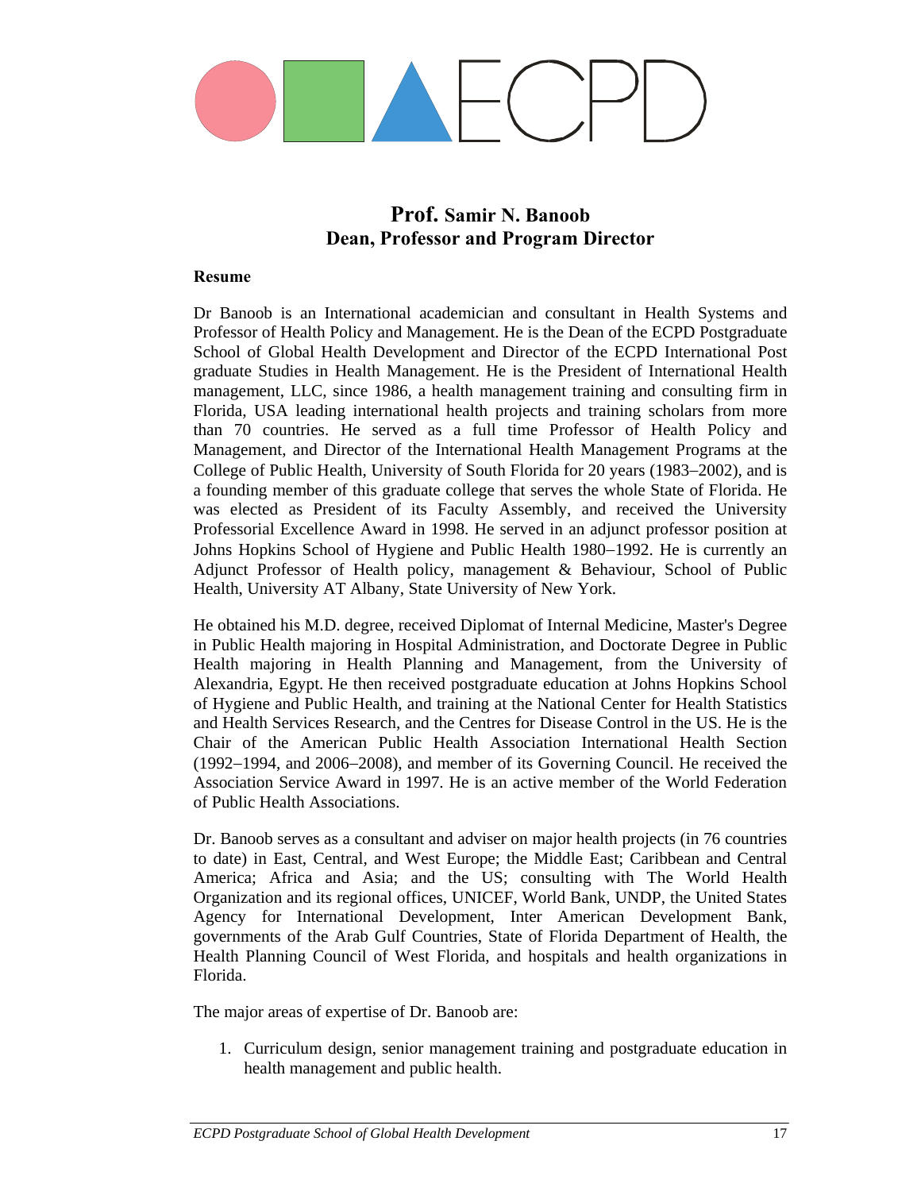# Prof. Samir N. Banoob
# Dean, Professor and Program Director

**Resume**

Dr Banoob is an International academician and consultant in Health Systems and Professor of Health Policy and Management. He is the Dean of the ECPD Postgraduate School of Global Health Development and Director of the ECPD International Post graduate Studies in Health Management. He is the President of International Health management, LLC, since 1986, a health management training and consulting firm in Florida, USA leading international health projects and training scholars from more than 70 countries. He served as a full time Professor of Health Policy and Management, and Director of the International Health Management Programs at the College of Public Health, University of South Florida for 20 years (1983–2002), and is a founding member of this graduate college that serves the whole State of Florida. He was elected as President of its Faculty Assembly, and received the University Professorial Excellence Award in 1998. He served in an adjunct professor position at Johns Hopkins School of Hygiene and Public Health 1980–1992. He is currently an Adjunct Professor of Health policy, management & Behaviour, School of Public Health, University AT Albany, State University of New York.

He obtained his M.D. degree, received Diplomat of Internal Medicine, Master's Degree in Public Health majoring in Hospital Administration, and Doctorate Degree in Public Health majoring in Health Planning and Management, from the University of Alexandria, Egypt. He then received postgraduate education at Johns Hopkins School of Hygiene and Public Health, and training at the National Center for Health Statistics and Health Services Research, and the Centres for Disease Control in the US. He is the Chair of the American Public Health Association International Health Section (1992–1994, and 2006–2008), and member of its Governing Council. He received the Association Service Award in 1997. He is an active member of the World Federation of Public Health Associations.

Dr. Banoob serves as a consultant and adviser on major health projects (in 76 countries to date) in East, Central, and West Europe; the Middle East; Caribbean and Central America; Africa and Asia; and the US; consulting with The World Health Organization and its regional offices, UNICEF, World Bank, UNDP, the United States Agency for International Development, Inter American Development Bank, governments of the Arab Gulf Countries, State of Florida Department of Health, the Health Planning Council of West Florida, and hospitals and health organizations in Florida.

The major areas of expertise of Dr. Banoob are:

1. Curriculum design, senior management training and postgraduate education in health management and public health.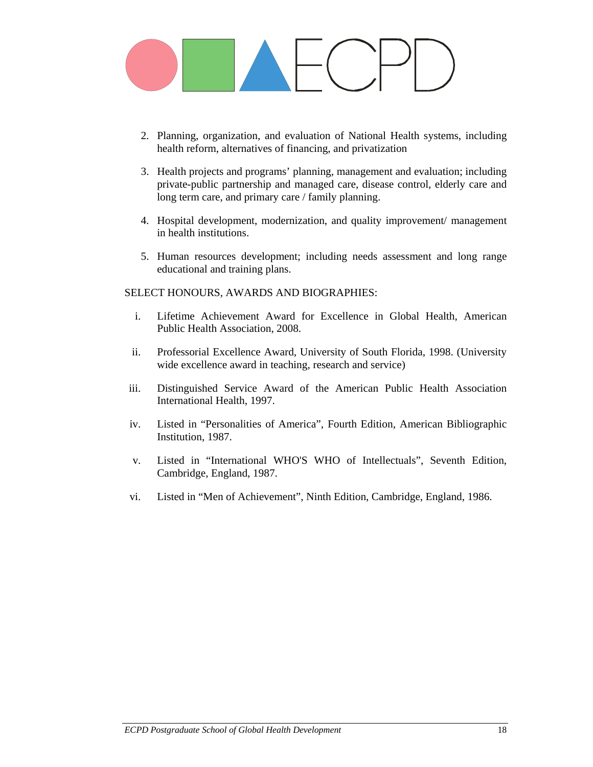2. Planning, organization, and evaluation of National Health systems, including health reform, alternatives of financing, and privatization

3. Health projects and programs' planning, management and evaluation; including private-public partnership and managed care, disease control, elderly care and long term care, and primary care / family planning.

4. Hospital development, modernization, and quality improvement/ management in health institutions.

5. Human resources development; including needs assessment and long range educational and training plans.

SELECT HONOURS, AWARDS AND BIOGRAPHIES:

i. Lifetime Achievement Award for Excellence in Global Health, American Public Health Association, 2008.

ii. Professorial Excellence Award, University of South Florida, 1998. (University wide excellence award in teaching, research and service)

iii. Distinguished Service Award of the American Public Health Association International Health, 1997.

iv. Listed in "Personalities of America", Fourth Edition, American Bibliographic Institution, 1987.

v. Listed in "International WHO'S WHO of Intellectuals", Seventh Edition, Cambridge, England, 1987.

vi. Listed in "Men of Achievement", Ninth Edition, Cambridge, England, 1986.